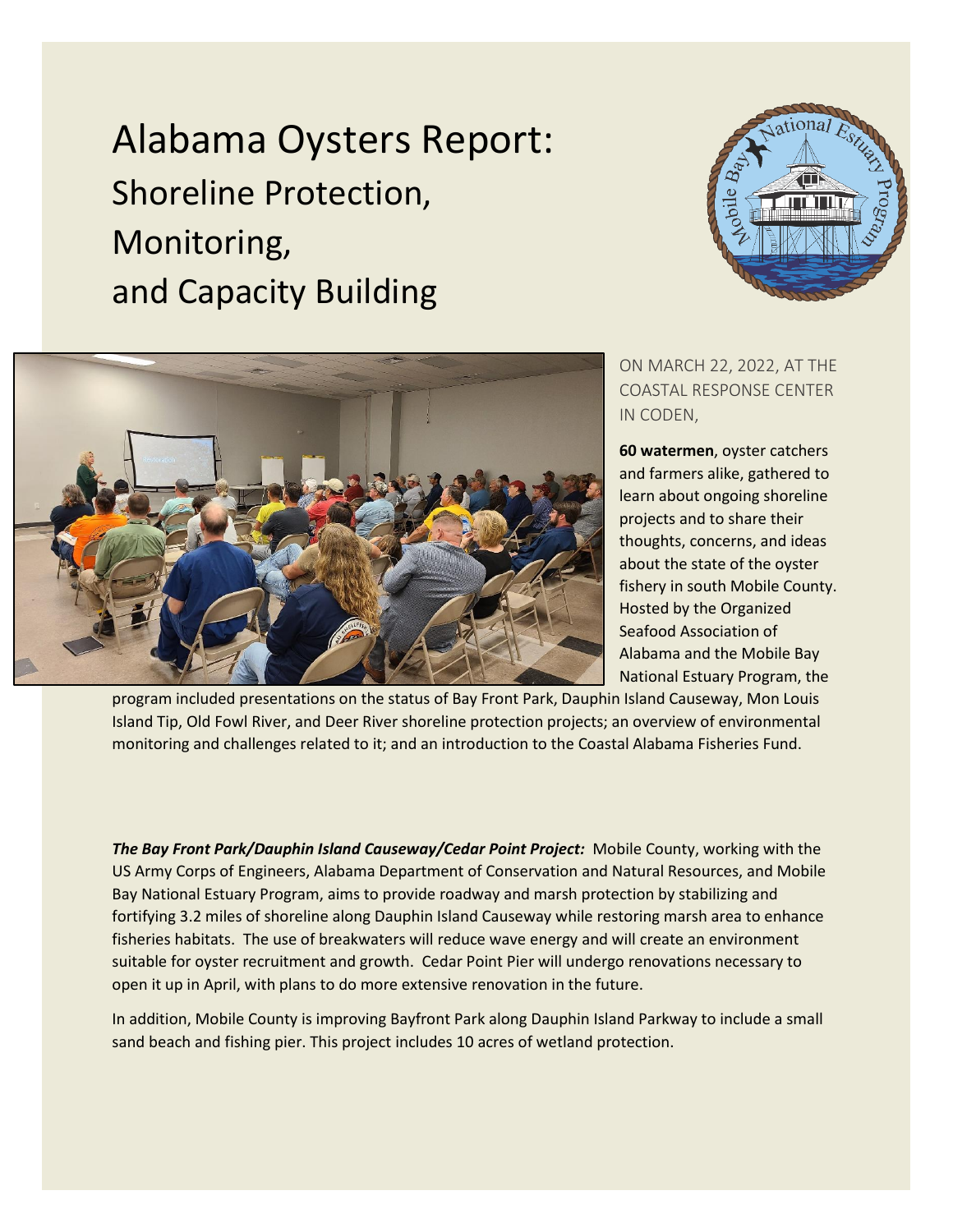# Alabama Oysters Report:

## Shoreline Protection, Monitoring, and Capacity Building

ON MARCH 22, 2022, AT THE COASTAL RESPONSE CENTER IN CODEN,

**60 watermen**, oyster catchers and farmers alike, gathered to learn about ongoing shoreline projects and to share their thoughts, concerns, and ideas about the state of the oyster fishery in south Mobile County. Hosted by the Organized Seafood Association of Alabama and the Mobile Bay National Estuary Program, the program included presentations on the status of Bay Front Park, Dauphin Island Causeway, Mon Louis Island Tip, Old Fowl River, and Deer River shoreline protection projects; an overview of environmental monitoring and challenges related to it; and an introduction to the Coastal Alabama Fisheries Fund.

***The Bay Front Park/Dauphin Island Causeway/Cedar Point Project:*** Mobile County, working with the US Army Corps of Engineers, Alabama Department of Conservation and Natural Resources, and Mobile Bay National Estuary Program, aims to provide roadway and marsh protection by stabilizing and fortifying 3.2 miles of shoreline along Dauphin Island Causeway while restoring marsh area to enhance fisheries habitats. The use of breakwaters will reduce wave energy and will create an environment suitable for oyster recruitment and growth. Cedar Point Pier will undergo renovations necessary to open it up in April, with plans to do more extensive renovation in the future.

In addition, Mobile County is improving Bayfront Park along Dauphin Island Parkway to include a small sand beach and fishing pier. This project includes 10 acres of wetland protection.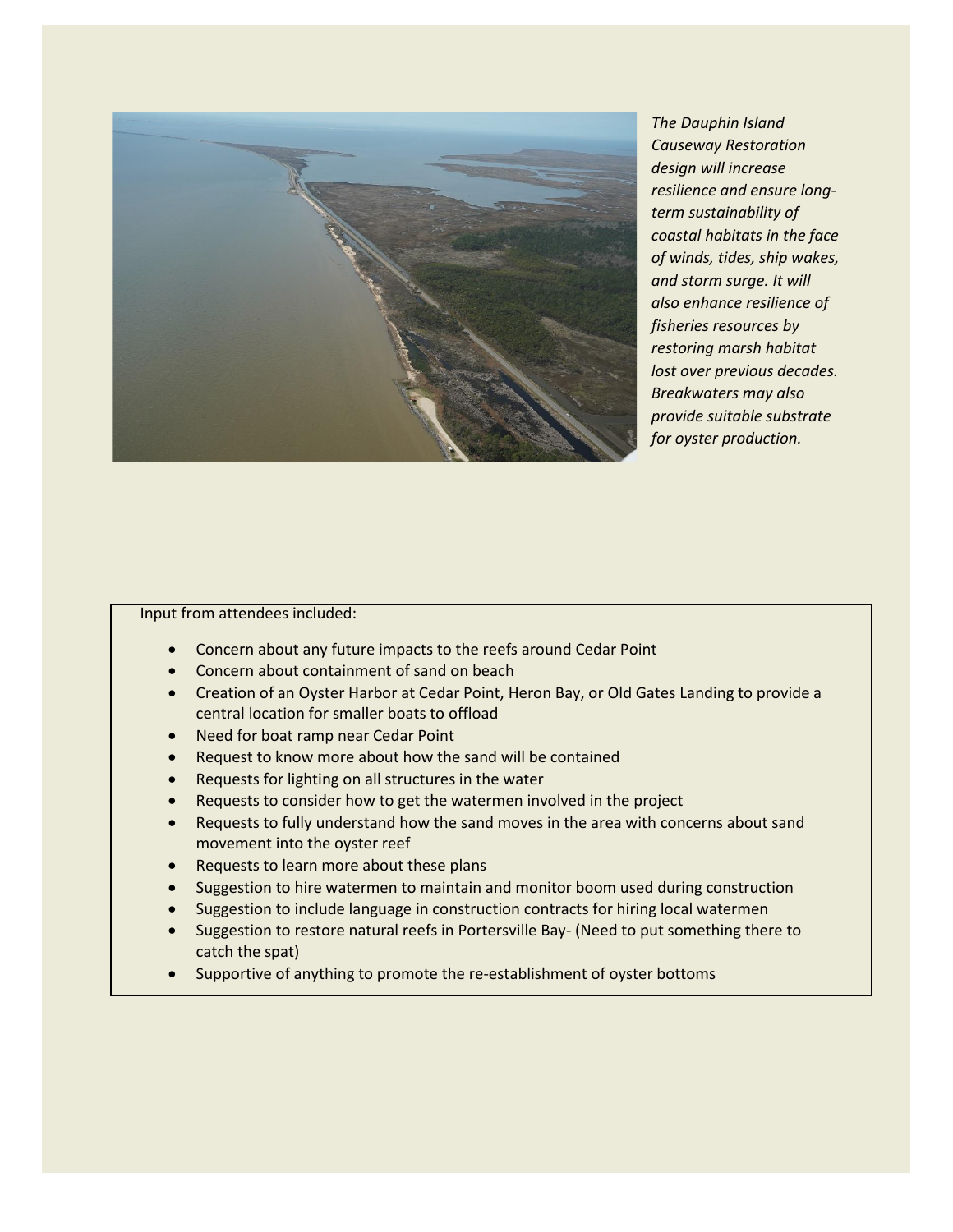*The Dauphin Island Causeway Restoration design will increase resilience and ensure long-term sustainability of coastal habitats in the face of winds, tides, ship wakes, and storm surge. It will also enhance resilience of fisheries resources by restoring marsh habitat lost over previous decades. Breakwaters may also provide suitable substrate for oyster production.*

Input from attendees included:

- Concern about any future impacts to the reefs around Cedar Point
- Concern about containment of sand on beach
- Creation of an Oyster Harbor at Cedar Point, Heron Bay, or Old Gates Landing to provide a central location for smaller boats to offload
- Need for boat ramp near Cedar Point
- Request to know more about how the sand will be contained
- Requests for lighting on all structures in the water
- Requests to consider how to get the watermen involved in the project
- Requests to fully understand how the sand moves in the area with concerns about sand movement into the oyster reef
- Requests to learn more about these plans
- Suggestion to hire watermen to maintain and monitor boom used during construction
- Suggestion to include language in construction contracts for hiring local watermen
- Suggestion to restore natural reefs in Portersville Bay- (Need to put something there to catch the spat)
- Supportive of anything to promote the re-establishment of oyster bottoms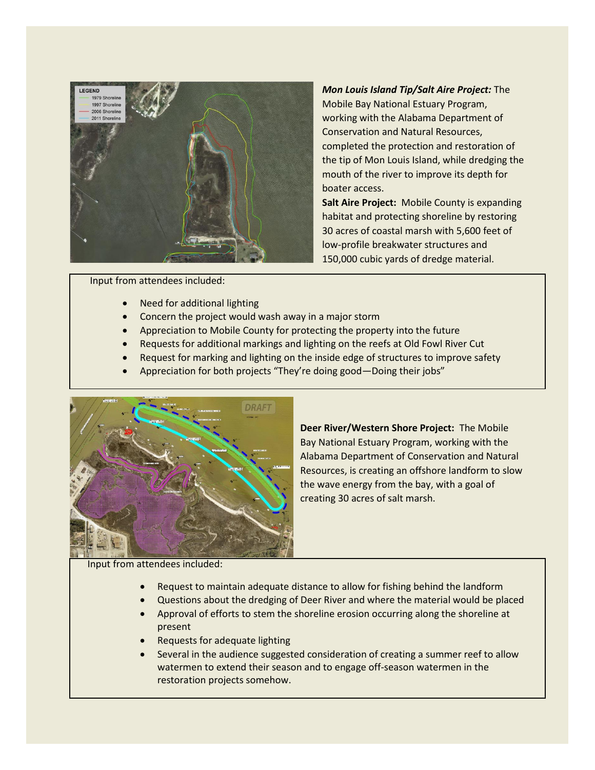***Mon Louis Island Tip/Salt Aire Project:*** The Mobile Bay National Estuary Program, working with the Alabama Department of Conservation and Natural Resources, completed the protection and restoration of the tip of Mon Louis Island, while dredging the mouth of the river to improve its depth for boater access.

**Salt Aire Project:** Mobile County is expanding habitat and protecting shoreline by restoring 30 acres of coastal marsh with 5,600 feet of low-profile breakwater structures and 150,000 cubic yards of dredge material.

Input from attendees included:

- Need for additional lighting
- Concern the project would wash away in a major storm
- Appreciation to Mobile County for protecting the property into the future
- Requests for additional markings and lighting on the reefs at Old Fowl River Cut
- Request for marking and lighting on the inside edge of structures to improve safety
- Appreciation for both projects "They're doing good—Doing their jobs"

**Deer River/Western Shore Project:** The Mobile Bay National Estuary Program, working with the Alabama Department of Conservation and Natural Resources, is creating an offshore landform to slow the wave energy from the bay, with a goal of creating 30 acres of salt marsh.

Input from attendees included:

- Request to maintain adequate distance to allow for fishing behind the landform
- Questions about the dredging of Deer River and where the material would be placed
- Approval of efforts to stem the shoreline erosion occurring along the shoreline at present
- Requests for adequate lighting
- Several in the audience suggested consideration of creating a summer reef to allow watermen to extend their season and to engage off-season watermen in the restoration projects somehow.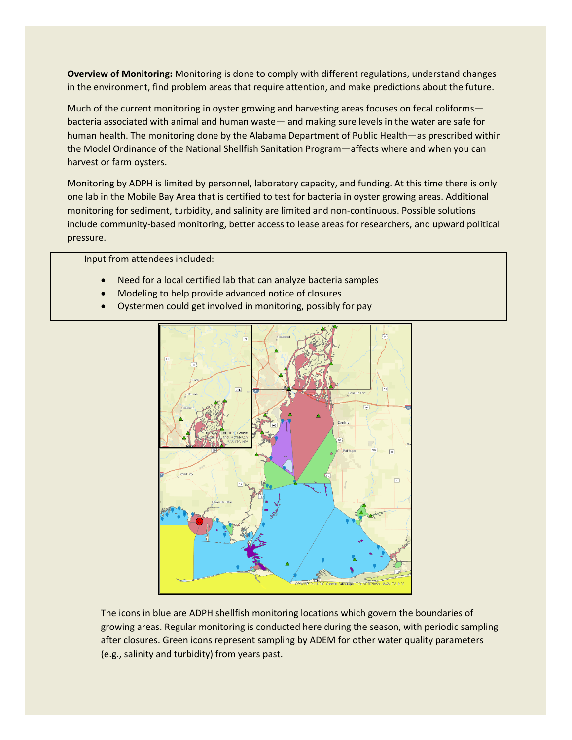**Overview of Monitoring:** Monitoring is done to comply with different regulations, understand changes in the environment, find problem areas that require attention, and make predictions about the future.

Much of the current monitoring in oyster growing and harvesting areas focuses on fecal coliforms—bacteria associated with animal and human waste— and making sure levels in the water are safe for human health. The monitoring done by the Alabama Department of Public Health—as prescribed within the Model Ordinance of the National Shellfish Sanitation Program—affects where and when you can harvest or farm oysters.

Monitoring by ADPH is limited by personnel, laboratory capacity, and funding. At this time there is only one lab in the Mobile Bay Area that is certified to test for bacteria in oyster growing areas. Additional monitoring for sediment, turbidity, and salinity are limited and non-continuous. Possible solutions include community-based monitoring, better access to lease areas for researchers, and upward political pressure.

Input from attendees included:

- Need for a local certified lab that can analyze bacteria samples
- Modeling to help provide advanced notice of closures
- Oystermen could get involved in monitoring, possibly for pay

The icons in blue are ADPH shellfish monitoring locations which govern the boundaries of growing areas. Regular monitoring is conducted here during the season, with periodic sampling after closures. Green icons represent sampling by ADEM for other water quality parameters (e.g., salinity and turbidity) from years past.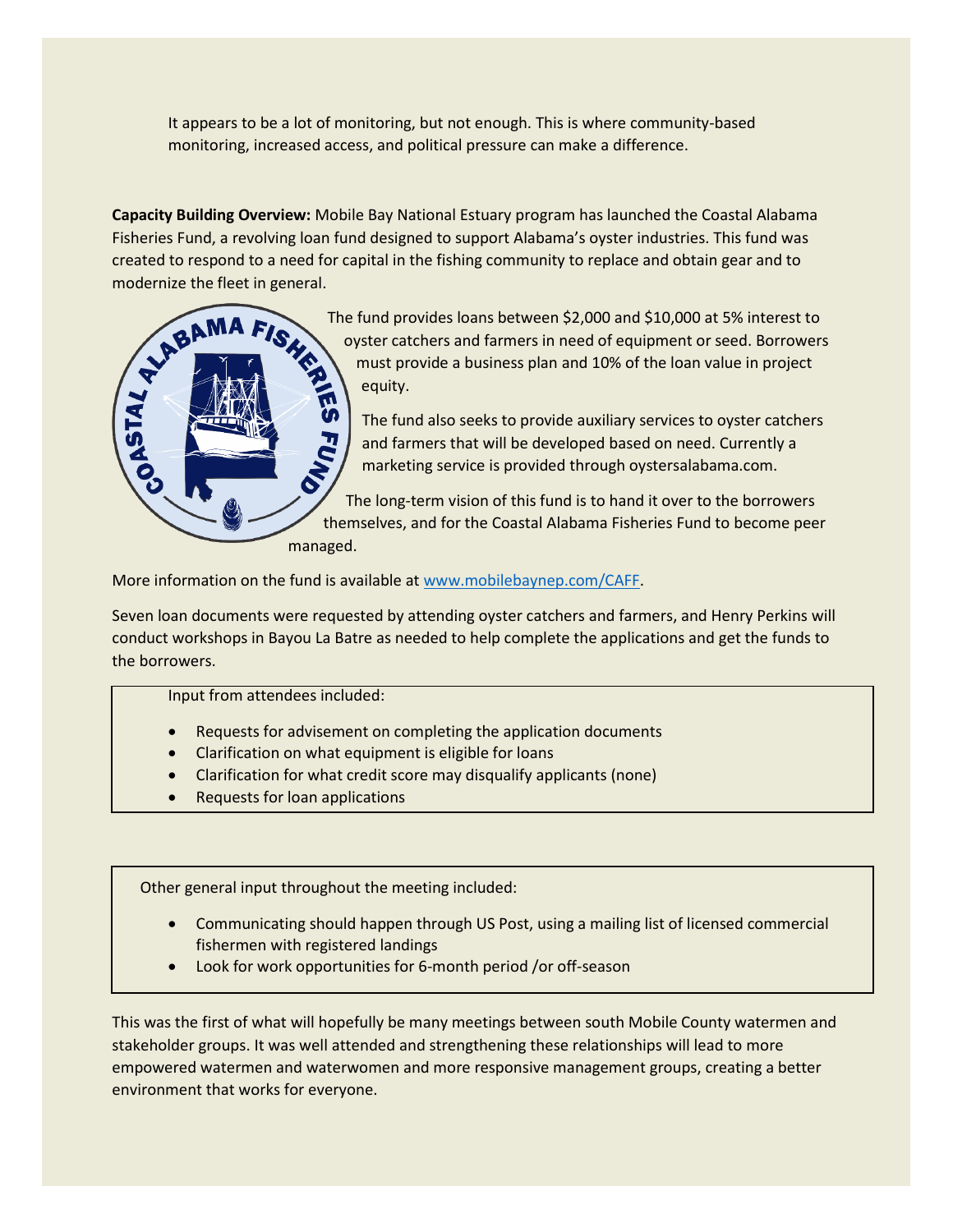It appears to be a lot of monitoring, but not enough. This is where community-based monitoring, increased access, and political pressure can make a difference.

**Capacity Building Overview:** Mobile Bay National Estuary program has launched the Coastal Alabama Fisheries Fund, a revolving loan fund designed to support Alabama's oyster industries. This fund was created to respond to a need for capital in the fishing community to replace and obtain gear and to modernize the fleet in general.

The fund provides loans between $2,000 and $10,000 at 5% interest to oyster catchers and farmers in need of equipment or seed. Borrowers must provide a business plan and 10% of the loan value in project equity.

The fund also seeks to provide auxiliary services to oyster catchers and farmers that will be developed based on need. Currently a marketing service is provided through oystersalabama.com.

The long-term vision of this fund is to hand it over to the borrowers themselves, and for the Coastal Alabama Fisheries Fund to become peer managed.

More information on the fund is available at [www.mobilebaynep.com/CAFF](www.mobilebaynep.com/CAFF).

Seven loan documents were requested by attending oyster catchers and farmers, and Henry Perkins will conduct workshops in Bayou La Batre as needed to help complete the applications and get the funds to the borrowers.

Input from attendees included:

- Requests for advisement on completing the application documents
- Clarification on what equipment is eligible for loans
- Clarification for what credit score may disqualify applicants (none)
- Requests for loan applications

Other general input throughout the meeting included:

- Communicating should happen through US Post, using a mailing list of licensed commercial fishermen with registered landings
- Look for work opportunities for 6-month period /or off-season

This was the first of what will hopefully be many meetings between south Mobile County watermen and stakeholder groups. It was well attended and strengthening these relationships will lead to more empowered watermen and waterwomen and more responsive management groups, creating a better environment that works for everyone.